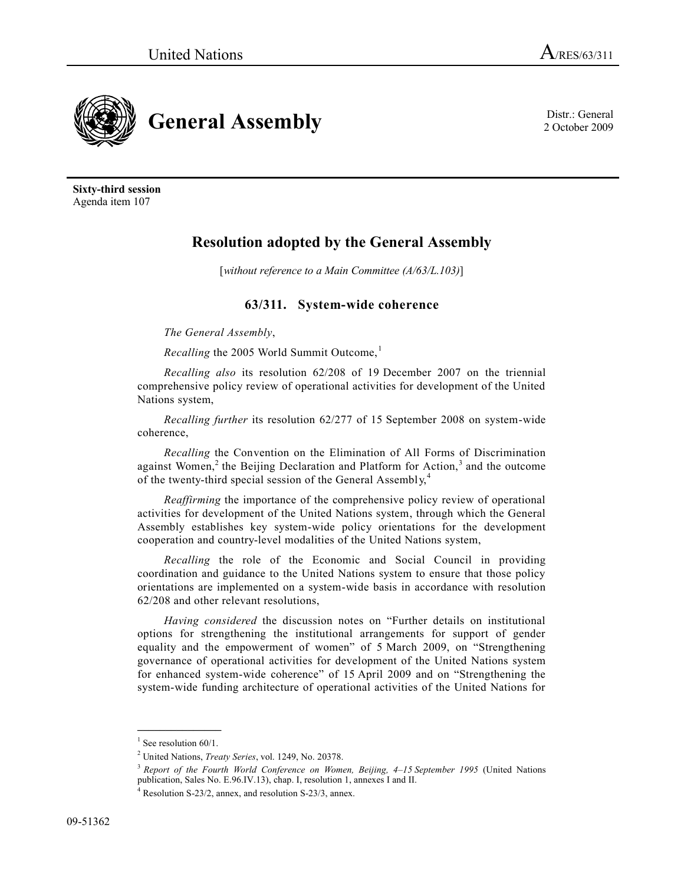United Nations A/RES/63/311

# General Assembly

Distr.: General
2 October 2009

**Sixty-third session**
Agenda item 107

## Resolution adopted by the General Assembly

[*without reference to a Main Committee (A/63/L.103)*]

### 63/311. System-wide coherence

*The General Assembly*,

*Recalling* the 2005 World Summit Outcome,[1]

*Recalling also* its resolution 62/208 of 19 December 2007 on the triennial comprehensive policy review of operational activities for development of the United Nations system,

*Recalling further* its resolution 62/277 of 15 September 2008 on system-wide coherence,

*Recalling* the Convention on the Elimination of All Forms of Discrimination against Women,[2] the Beijing Declaration and Platform for Action,[3] and the outcome of the twenty-third special session of the General Assembly,[4]

*Reaffirming* the importance of the comprehensive policy review of operational activities for development of the United Nations system, through which the General Assembly establishes key system-wide policy orientations for the development cooperation and country-level modalities of the United Nations system,

*Recalling* the role of the Economic and Social Council in providing coordination and guidance to the United Nations system to ensure that those policy orientations are implemented on a system-wide basis in accordance with resolution 62/208 and other relevant resolutions,

*Having considered* the discussion notes on "Further details on institutional options for strengthening the institutional arrangements for support of gender equality and the empowerment of women" of 5 March 2009, on "Strengthening governance of operational activities for development of the United Nations system for enhanced system-wide coherence" of 15 April 2009 and on "Strengthening the system-wide funding architecture of operational activities of the United Nations for

---

[1] See resolution 60/1.

[2] United Nations, *Treaty Series*, vol. 1249, No. 20378.

[3] *Report of the Fourth World Conference on Women, Beijing, 4–15 September 1995* (United Nations publication, Sales No. E.96.IV.13), chap. I, resolution 1, annexes I and II.

[4] Resolution S-23/2, annex, and resolution S-23/3, annex.

09-51362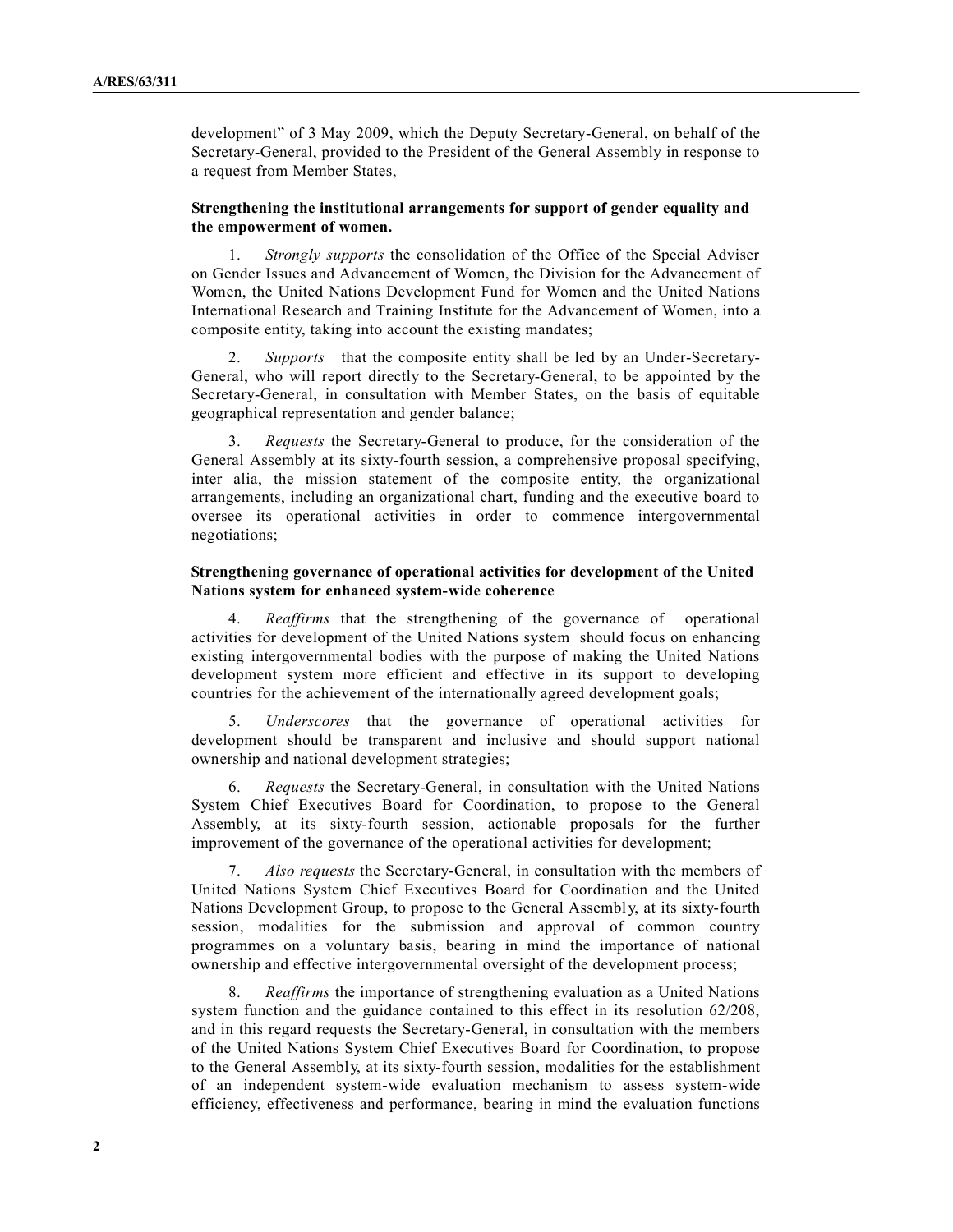development" of 3 May 2009, which the Deputy Secretary-General, on behalf of the Secretary-General, provided to the President of the General Assembly in response to a request from Member States,

**Strengthening the institutional arrangements for support of gender equality and the empowerment of women.**

1. *Strongly supports* the consolidation of the Office of the Special Adviser on Gender Issues and Advancement of Women, the Division for the Advancement of Women, the United Nations Development Fund for Women and the United Nations International Research and Training Institute for the Advancement of Women, into a composite entity, taking into account the existing mandates;

2. *Supports* that the composite entity shall be led by an Under-Secretary-General, who will report directly to the Secretary-General, to be appointed by the Secretary-General, in consultation with Member States, on the basis of equitable geographical representation and gender balance;

3. *Requests* the Secretary-General to produce, for the consideration of the General Assembly at its sixty-fourth session, a comprehensive proposal specifying, inter alia, the mission statement of the composite entity, the organizational arrangements, including an organizational chart, funding and the executive board to oversee its operational activities in order to commence intergovernmental negotiations;

**Strengthening governance of operational activities for development of the United Nations system for enhanced system-wide coherence**

4. *Reaffirms* that the strengthening of the governance of operational activities for development of the United Nations system should focus on enhancing existing intergovernmental bodies with the purpose of making the United Nations development system more efficient and effective in its support to developing countries for the achievement of the internationally agreed development goals;

5. *Underscores* that the governance of operational activities for development should be transparent and inclusive and should support national ownership and national development strategies;

6. *Requests* the Secretary-General, in consultation with the United Nations System Chief Executives Board for Coordination, to propose to the General Assembly, at its sixty-fourth session, actionable proposals for the further improvement of the governance of the operational activities for development;

7. *Also requests* the Secretary-General, in consultation with the members of United Nations System Chief Executives Board for Coordination and the United Nations Development Group, to propose to the General Assembly, at its sixty-fourth session, modalities for the submission and approval of common country programmes on a voluntary basis, bearing in mind the importance of national ownership and effective intergovernmental oversight of the development process;

8. *Reaffirms* the importance of strengthening evaluation as a United Nations system function and the guidance contained to this effect in its resolution 62/208, and in this regard requests the Secretary-General, in consultation with the members of the United Nations System Chief Executives Board for Coordination, to propose to the General Assembly, at its sixty-fourth session, modalities for the establishment of an independent system-wide evaluation mechanism to assess system-wide efficiency, effectiveness and performance, bearing in mind the evaluation functions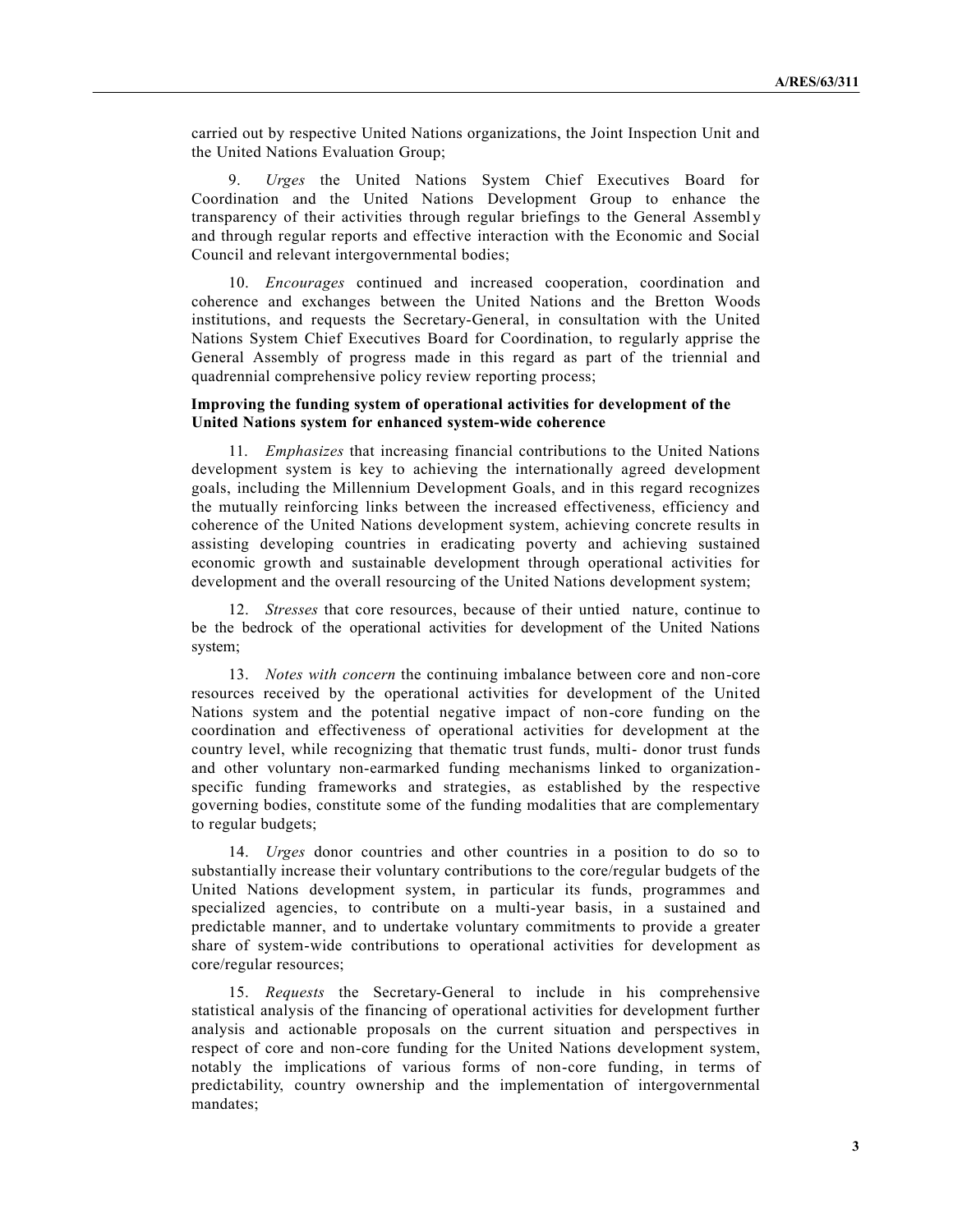carried out by respective United Nations organizations, the Joint Inspection Unit and the United Nations Evaluation Group;

9. *Urges* the United Nations System Chief Executives Board for Coordination and the United Nations Development Group to enhance the transparency of their activities through regular briefings to the General Assembly and through regular reports and effective interaction with the Economic and Social Council and relevant intergovernmental bodies;

10. *Encourages* continued and increased cooperation, coordination and coherence and exchanges between the United Nations and the Bretton Woods institutions, and requests the Secretary-General, in consultation with the United Nations System Chief Executives Board for Coordination, to regularly apprise the General Assembly of progress made in this regard as part of the triennial and quadrennial comprehensive policy review reporting process;

**Improving the funding system of operational activities for development of the United Nations system for enhanced system-wide coherence**

11. *Emphasizes* that increasing financial contributions to the United Nations development system is key to achieving the internationally agreed development goals, including the Millennium Development Goals, and in this regard recognizes the mutually reinforcing links between the increased effectiveness, efficiency and coherence of the United Nations development system, achieving concrete results in assisting developing countries in eradicating poverty and achieving sustained economic growth and sustainable development through operational activities for development and the overall resourcing of the United Nations development system;

12. *Stresses* that core resources, because of their untied nature, continue to be the bedrock of the operational activities for development of the United Nations system;

13. *Notes with concern* the continuing imbalance between core and non-core resources received by the operational activities for development of the United Nations system and the potential negative impact of non-core funding on the coordination and effectiveness of operational activities for development at the country level, while recognizing that thematic trust funds, multi- donor trust funds and other voluntary non-earmarked funding mechanisms linked to organization-specific funding frameworks and strategies, as established by the respective governing bodies, constitute some of the funding modalities that are complementary to regular budgets;

14. *Urges* donor countries and other countries in a position to do so to substantially increase their voluntary contributions to the core/regular budgets of the United Nations development system, in particular its funds, programmes and specialized agencies, to contribute on a multi-year basis, in a sustained and predictable manner, and to undertake voluntary commitments to provide a greater share of system-wide contributions to operational activities for development as core/regular resources;

15. *Requests* the Secretary-General to include in his comprehensive statistical analysis of the financing of operational activities for development further analysis and actionable proposals on the current situation and perspectives in respect of core and non-core funding for the United Nations development system, notably the implications of various forms of non-core funding, in terms of predictability, country ownership and the implementation of intergovernmental mandates;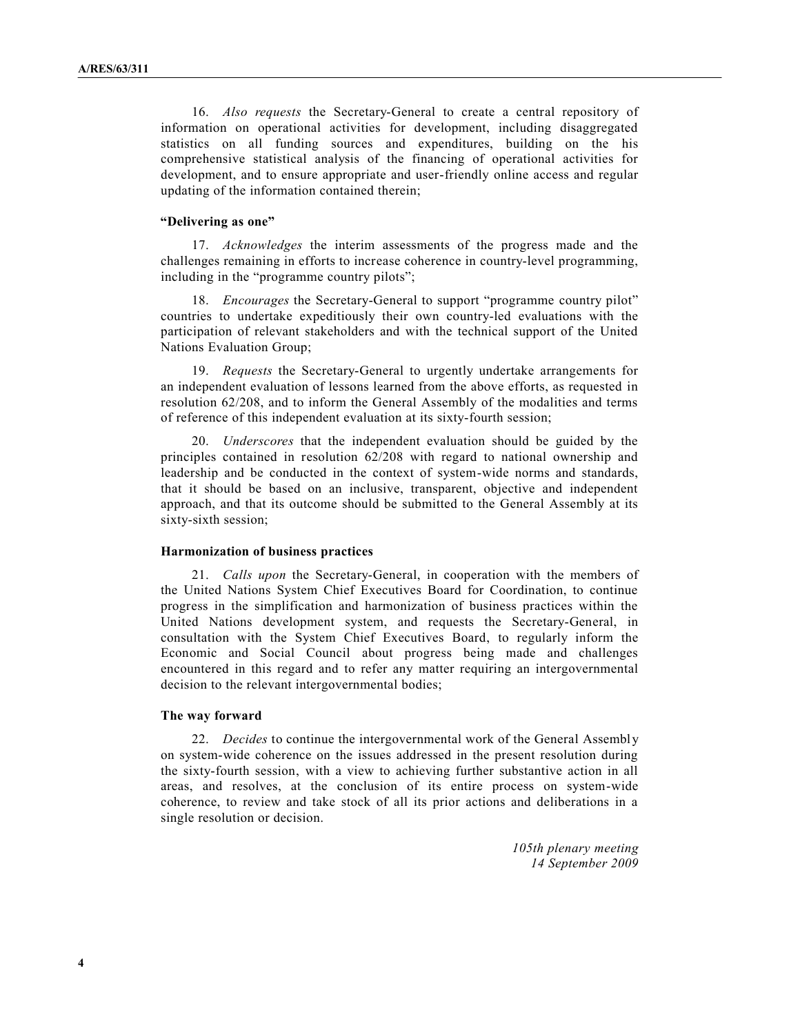16. *Also requests* the Secretary-General to create a central repository of information on operational activities for development, including disaggregated statistics on all funding sources and expenditures, building on the his comprehensive statistical analysis of the financing of operational activities for development, and to ensure appropriate and user-friendly online access and regular updating of the information contained therein;

**"Delivering as one"**

17. *Acknowledges* the interim assessments of the progress made and the challenges remaining in efforts to increase coherence in country-level programming, including in the "programme country pilots";

18. *Encourages* the Secretary-General to support "programme country pilot" countries to undertake expeditiously their own country-led evaluations with the participation of relevant stakeholders and with the technical support of the United Nations Evaluation Group;

19. *Requests* the Secretary-General to urgently undertake arrangements for an independent evaluation of lessons learned from the above efforts, as requested in resolution 62/208, and to inform the General Assembly of the modalities and terms of reference of this independent evaluation at its sixty-fourth session;

20. *Underscores* that the independent evaluation should be guided by the principles contained in resolution 62/208 with regard to national ownership and leadership and be conducted in the context of system-wide norms and standards, that it should be based on an inclusive, transparent, objective and independent approach, and that its outcome should be submitted to the General Assembly at its sixty-sixth session;

**Harmonization of business practices**

21. *Calls upon* the Secretary-General, in cooperation with the members of the United Nations System Chief Executives Board for Coordination, to continue progress in the simplification and harmonization of business practices within the United Nations development system, and requests the Secretary-General, in consultation with the System Chief Executives Board, to regularly inform the Economic and Social Council about progress being made and challenges encountered in this regard and to refer any matter requiring an intergovernmental decision to the relevant intergovernmental bodies;

**The way forward**

22. *Decides* to continue the intergovernmental work of the General Assembly on system-wide coherence on the issues addressed in the present resolution during the sixty-fourth session, with a view to achieving further substantive action in all areas, and resolves, at the conclusion of its entire process on system-wide coherence, to review and take stock of all its prior actions and deliberations in a single resolution or decision.

*105th plenary meeting*
*14 September 2009*